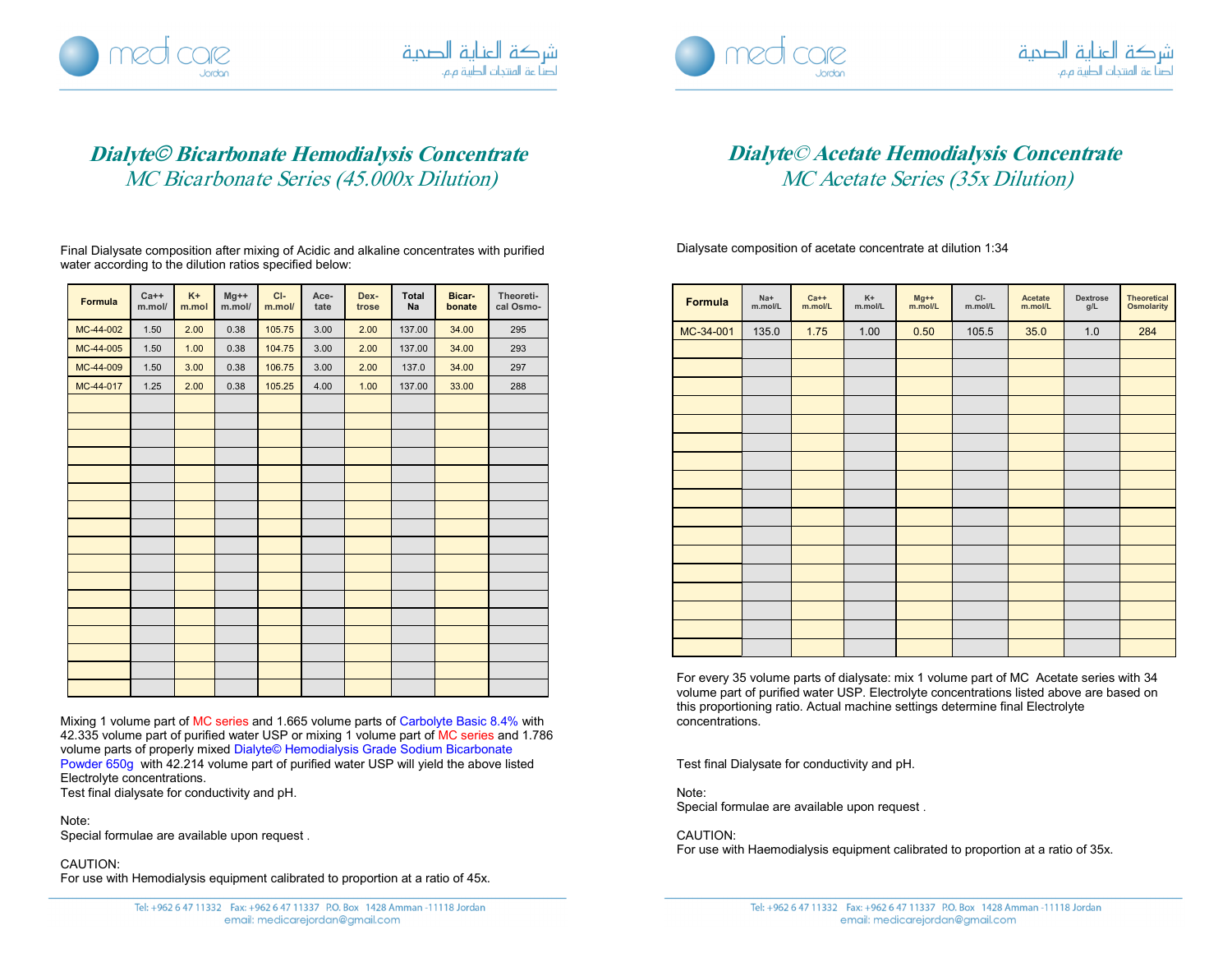# Dialyte© Bicarbonate Hemodialysis Concentrate

## MC Bicarbonate Series (45.000x Dilution)

Final Dialysate composition after mixing of Acidic and alkaline concentrates with purified water according to the dilution ratios specified below:

| Formula | Ca++ m.mol/ | K+ m.mol | Mg++ m.mol/ | Cl- m.mol/ | Ace-tate | Dex-trose | Total Na | Bicar-bonate | Theoreti-cal Osmo- |
|---|---|---|---|---|---|---|---|---|---|
| MC-44-002 | 1.50 | 2.00 | 0.38 | 105.75 | 3.00 | 2.00 | 137.00 | 34.00 | 295 |
| MC-44-005 | 1.50 | 1.00 | 0.38 | 104.75 | 3.00 | 2.00 | 137.00 | 34.00 | 293 |
| MC-44-009 | 1.50 | 3.00 | 0.38 | 106.75 | 3.00 | 2.00 | 137.0 | 34.00 | 297 |
| MC-44-017 | 1.25 | 2.00 | 0.38 | 105.25 | 4.00 | 1.00 | 137.00 | 33.00 | 288 |

Mixing 1 volume part of MC series and 1.665 volume parts of Carbolyte Basic 8.4% with 42.335 volume part of purified water USP or mixing 1 volume part of MC series and 1.786 volume parts of properly mixed Dialyte© Hemodialysis Grade Sodium Bicarbonate Powder 650g with 42.214 volume part of purified water USP will yield the above listed Electrolyte concentrations.

Test final dialysate for conductivity and pH.

Note:
Special formulae are available upon request .

CAUTION:
For use with Hemodialysis equipment calibrated to proportion at a ratio of 45x.

# Dialyte© Acetate Hemodialysis Concentrate

## MC Acetate Series (35x Dilution)

Dialysate composition of acetate concentrate at dilution 1:34

| Formula | Na+ m.mol/L | Ca++ m.mol/L | K+ m.mol/L | Mg++ m.mol/L | Cl- m.mol/L | Acetate m.mol/L | Dextrose g/L | Theoretical Osmolarity |
|---|---|---|---|---|---|---|---|---|
| MC-34-001 | 135.0 | 1.75 | 1.00 | 0.50 | 105.5 | 35.0 | 1.0 | 284 |

For every 35 volume parts of dialysate: mix 1 volume part of MC Acetate series with 34 volume part of purified water USP. Electrolyte concentrations listed above are based on this proportioning ratio. Actual machine settings determine final Electrolyte concentrations.

Test final Dialysate for conductivity and pH.

Note:
Special formulae are available upon request .

CAUTION:
For use with Haemodialysis equipment calibrated to proportion at a ratio of 35x.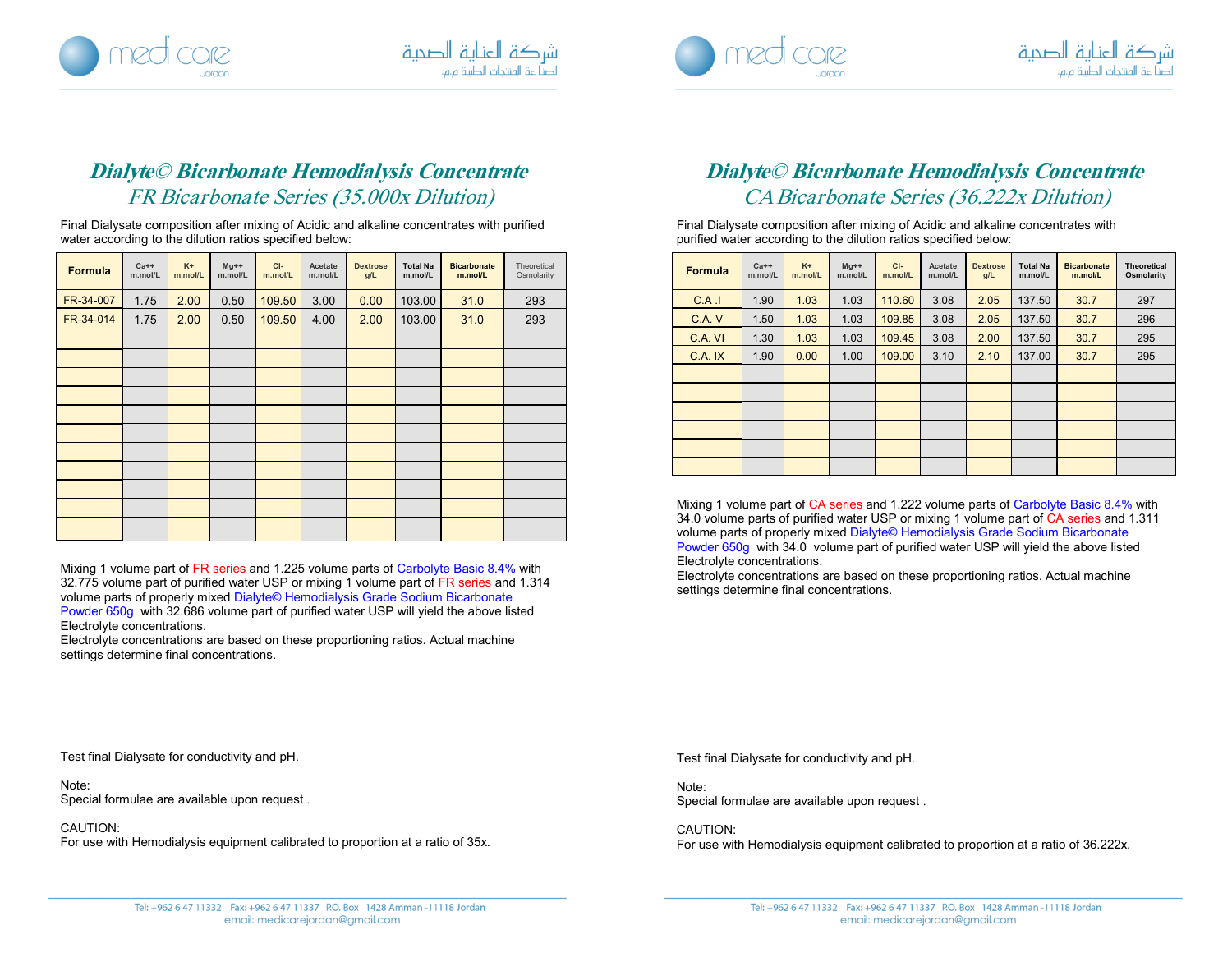# Dialyte© Bicarbonate Hemodialysis Concentrate

## FR Bicarbonate Series (35.000x Dilution)

Final Dialysate composition after mixing of Acidic and alkaline concentrates with purified water according to the dilution ratios specified below:

| Formula | Ca++ m.mol/L | K+ m.mol/L | Mg++ m.mol/L | Cl- m.mol/L | Acetate m.mol/L | Dextrose g/L | Total Na m.mol/L | Bicarbonate m.mol/L | Theoretical Osmolarity |
|---|---|---|---|---|---|---|---|---|---|
| FR-34-007 | 1.75 | 2.00 | 0.50 | 109.50 | 3.00 | 0.00 | 103.00 | 31.0 | 293 |
| FR-34-014 | 1.75 | 2.00 | 0.50 | 109.50 | 4.00 | 2.00 | 103.00 | 31.0 | 293 |

Mixing 1 volume part of FR series and 1.225 volume parts of Carbolyte Basic 8.4% with 32.775 volume part of purified water USP or mixing 1 volume part of FR series and 1.314 volume parts of properly mixed Dialyte© Hemodialysis Grade Sodium Bicarbonate Powder 650g with 32.686 volume part of purified water USP will yield the above listed Electrolyte concentrations.
Electrolyte concentrations are based on these proportioning ratios. Actual machine settings determine final concentrations.

Test final Dialysate for conductivity and pH.

Note:
Special formulae are available upon request .

CAUTION:
For use with Hemodialysis equipment calibrated to proportion at a ratio of 35x.

# Dialyte© Bicarbonate Hemodialysis Concentrate

## CA Bicarbonate Series (36.222x Dilution)

Final Dialysate composition after mixing of Acidic and alkaline concentrates with purified water according to the dilution ratios specified below:

| Formula | Ca++ m.mol/L | K+ m.mol/L | Mg++ m.mol/L | Cl- m.mol/L | Acetate m.mol/L | Dextrose g/L | Total Na m.mol/L | Bicarbonate m.mol/L | Theoretical Osmolarity |
|---|---|---|---|---|---|---|---|---|---|
| C.A .I | 1.90 | 1.03 | 1.03 | 110.60 | 3.08 | 2.05 | 137.50 | 30.7 | 297 |
| C.A. V | 1.50 | 1.03 | 1.03 | 109.85 | 3.08 | 2.05 | 137.50 | 30.7 | 296 |
| C.A. VI | 1.30 | 1.03 | 1.03 | 109.45 | 3.08 | 2.00 | 137.50 | 30.7 | 295 |
| C.A. IX | 1.90 | 0.00 | 1.00 | 109.00 | 3.10 | 2.10 | 137.00 | 30.7 | 295 |

Mixing 1 volume part of CA series and 1.222 volume parts of Carbolyte Basic 8.4% with 34.0 volume parts of purified water USP or mixing 1 volume part of CA series and 1.311 volume parts of properly mixed Dialyte© Hemodialysis Grade Sodium Bicarbonate Powder 650g with 34.0 volume part of purified water USP will yield the above listed Electrolyte concentrations.
Electrolyte concentrations are based on these proportioning ratios. Actual machine settings determine final concentrations.

Test final Dialysate for conductivity and pH.

Note:
Special formulae are available upon request .

CAUTION:
For use with Hemodialysis equipment calibrated to proportion at a ratio of 36.222x.